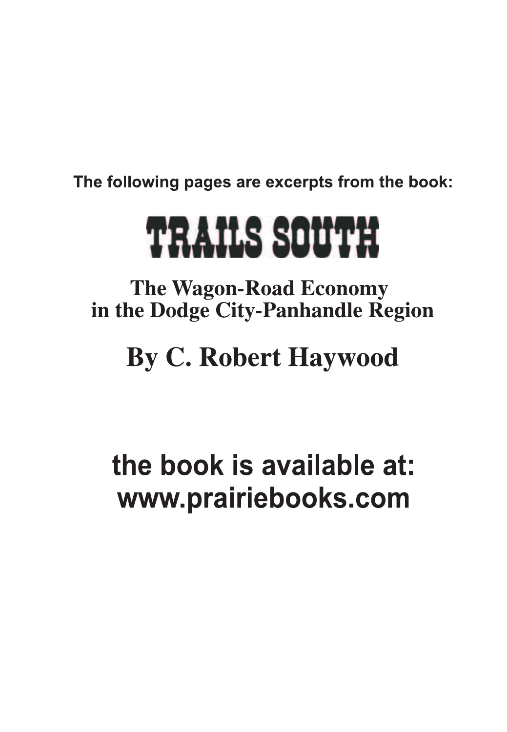The following pages are excerpts from the book:

# TRAILS SOUTH

## The Wagon-Road Economy in the Dodge City-Panhandle Region

## By C. Robert Haywood

**the book is available at:
www.prairiebooks.com**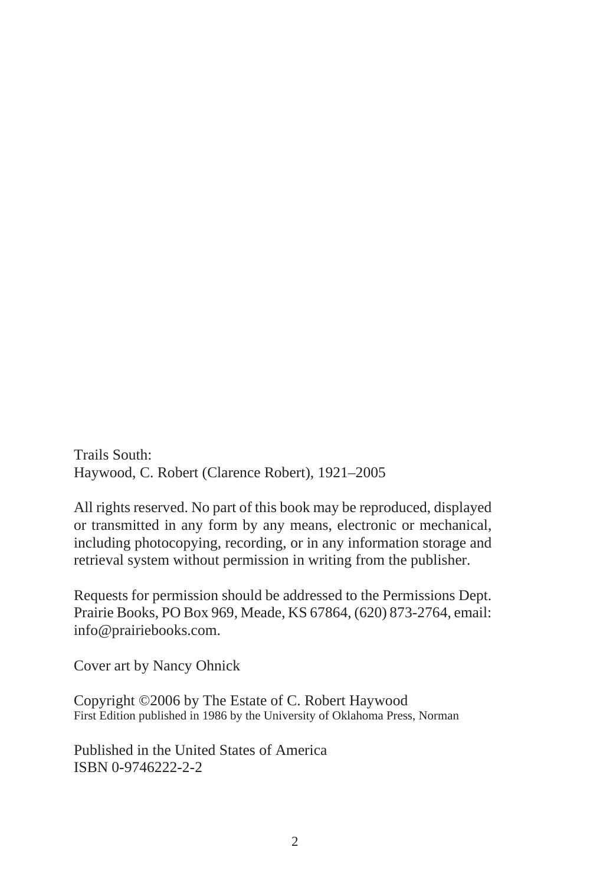Trails South:
Haywood, C. Robert (Clarence Robert), 1921–2005

All rights reserved. No part of this book may be reproduced, displayed or transmitted in any form by any means, electronic or mechanical, including photocopying, recording, or in any information storage and retrieval system without permission in writing from the publisher.

Requests for permission should be addressed to the Permissions Dept. Prairie Books, PO Box 969, Meade, KS 67864, (620) 873-2764, email: info@prairiebooks.com.

Cover art by Nancy Ohnick

Copyright ©2006 by The Estate of C. Robert Haywood
First Edition published in 1986 by the University of Oklahoma Press, Norman

Published in the United States of America
ISBN 0-9746222-2-2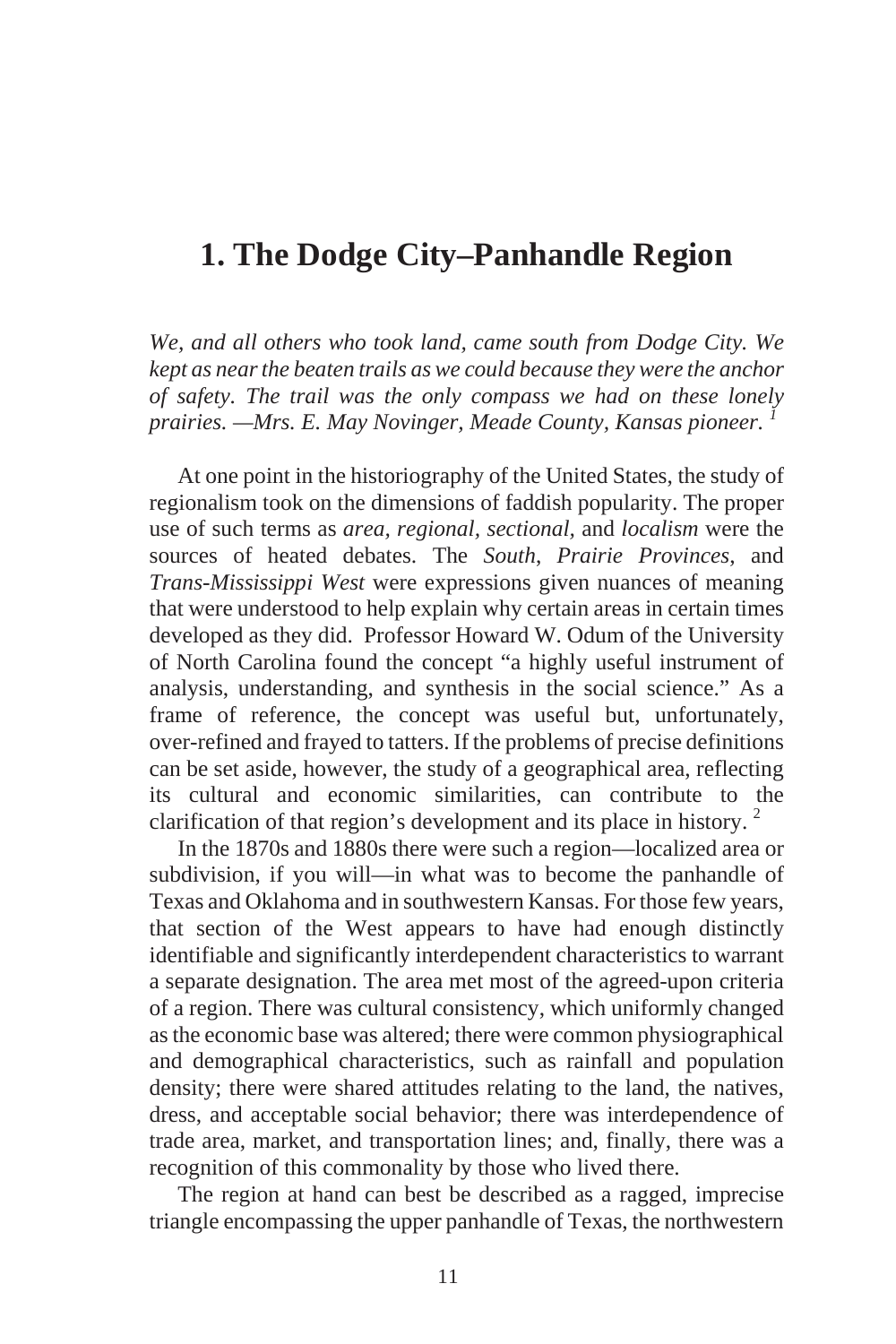# 1. The Dodge City–Panhandle Region

*We, and all others who took land, came south from Dodge City. We kept as near the beaten trails as we could because they were the anchor of safety. The trail was the only compass we had on these lonely prairies. —Mrs. E. May Novinger, Meade County, Kansas pioneer.* [1]

At one point in the historiography of the United States, the study of regionalism took on the dimensions of faddish popularity. The proper use of such terms as *area, regional, sectional,* and *localism* were the sources of heated debates. The *South*, *Prairie Provinces*, and *Trans-Mississippi West* were expressions given nuances of meaning that were understood to help explain why certain areas in certain times developed as they did. Professor Howard W. Odum of the University of North Carolina found the concept "a highly useful instrument of analysis, understanding, and synthesis in the social science." As a frame of reference, the concept was useful but, unfortunately, over-refined and frayed to tatters. If the problems of precise definitions can be set aside, however, the study of a geographical area, reflecting its cultural and economic similarities, can contribute to the clarification of that region's development and its place in history. [2]

In the 1870s and 1880s there were such a region—localized area or subdivision, if you will—in what was to become the panhandle of Texas and Oklahoma and in southwestern Kansas. For those few years, that section of the West appears to have had enough distinctly identifiable and significantly interdependent characteristics to warrant a separate designation. The area met most of the agreed-upon criteria of a region. There was cultural consistency, which uniformly changed as the economic base was altered; there were common physiographical and demographical characteristics, such as rainfall and population density; there were shared attitudes relating to the land, the natives, dress, and acceptable social behavior; there was interdependence of trade area, market, and transportation lines; and, finally, there was a recognition of this commonality by those who lived there.

The region at hand can best be described as a ragged, imprecise triangle encompassing the upper panhandle of Texas, the northwestern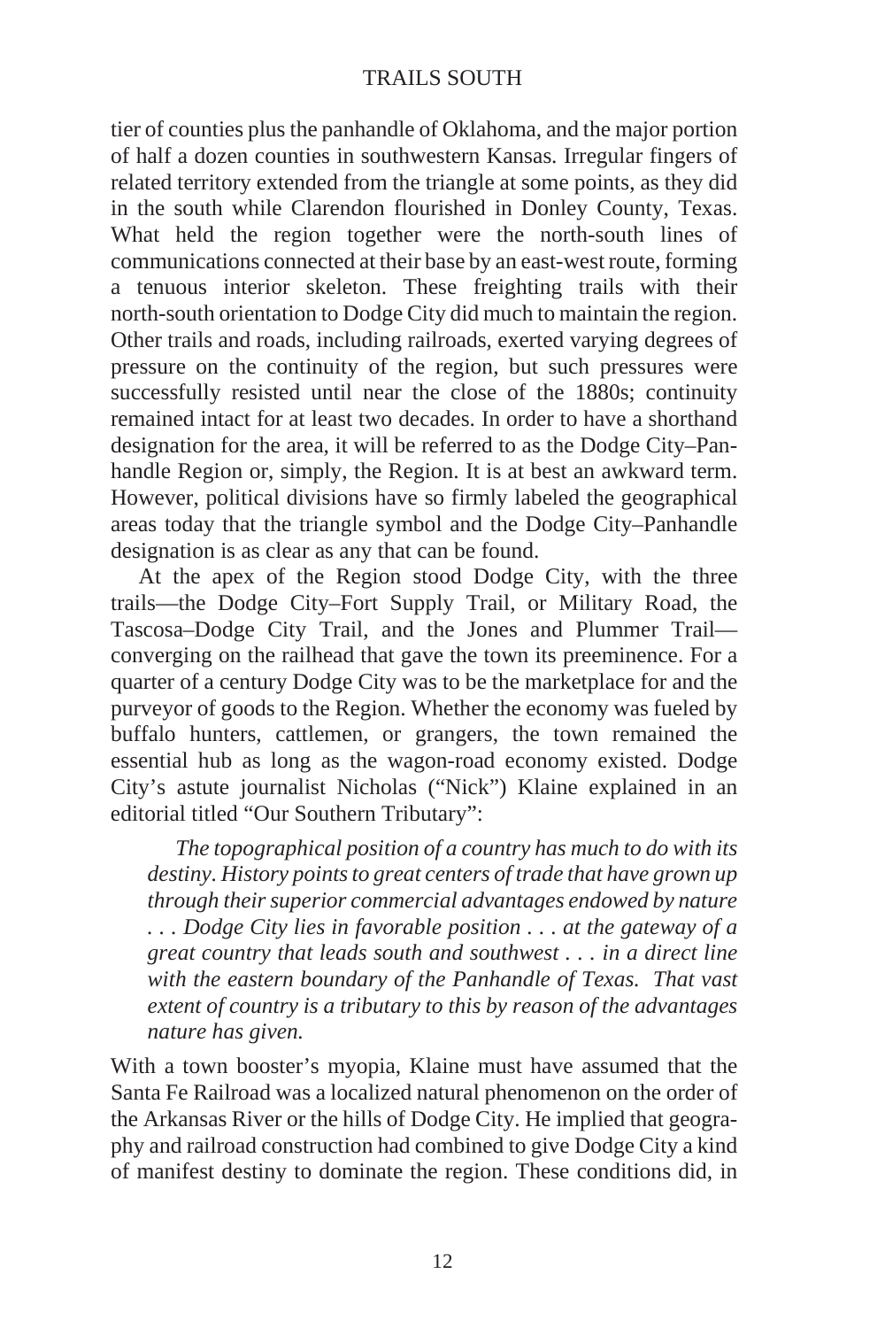tier of counties plus the panhandle of Oklahoma, and the major portion of half a dozen counties in southwestern Kansas. Irregular fingers of related territory extended from the triangle at some points, as they did in the south while Clarendon flourished in Donley County, Texas. What held the region together were the north-south lines of communications connected at their base by an east-west route, forming a tenuous interior skeleton. These freighting trails with their north-south orientation to Dodge City did much to maintain the region. Other trails and roads, including railroads, exerted varying degrees of pressure on the continuity of the region, but such pressures were successfully resisted until near the close of the 1880s; continuity remained intact for at least two decades. In order to have a shorthand designation for the area, it will be referred to as the Dodge City–Panhandle Region or, simply, the Region. It is at best an awkward term. However, political divisions have so firmly labeled the geographical areas today that the triangle symbol and the Dodge City–Panhandle designation is as clear as any that can be found.

At the apex of the Region stood Dodge City, with the three trails—the Dodge City–Fort Supply Trail, or Military Road, the Tascosa–Dodge City Trail, and the Jones and Plummer Trail—converging on the railhead that gave the town its preeminence. For a quarter of a century Dodge City was to be the marketplace for and the purveyor of goods to the Region. Whether the economy was fueled by buffalo hunters, cattlemen, or grangers, the town remained the essential hub as long as the wagon-road economy existed. Dodge City's astute journalist Nicholas ("Nick") Klaine explained in an editorial titled "Our Southern Tributary":

> *The topographical position of a country has much to do with its destiny. History points to great centers of trade that have grown up through their superior commercial advantages endowed by nature . . . Dodge City lies in favorable position . . . at the gateway of a great country that leads south and southwest . . . in a direct line with the eastern boundary of the Panhandle of Texas. That vast extent of country is a tributary to this by reason of the advantages nature has given.*

With a town booster's myopia, Klaine must have assumed that the Santa Fe Railroad was a localized natural phenomenon on the order of the Arkansas River or the hills of Dodge City. He implied that geography and railroad construction had combined to give Dodge City a kind of manifest destiny to dominate the region. These conditions did, in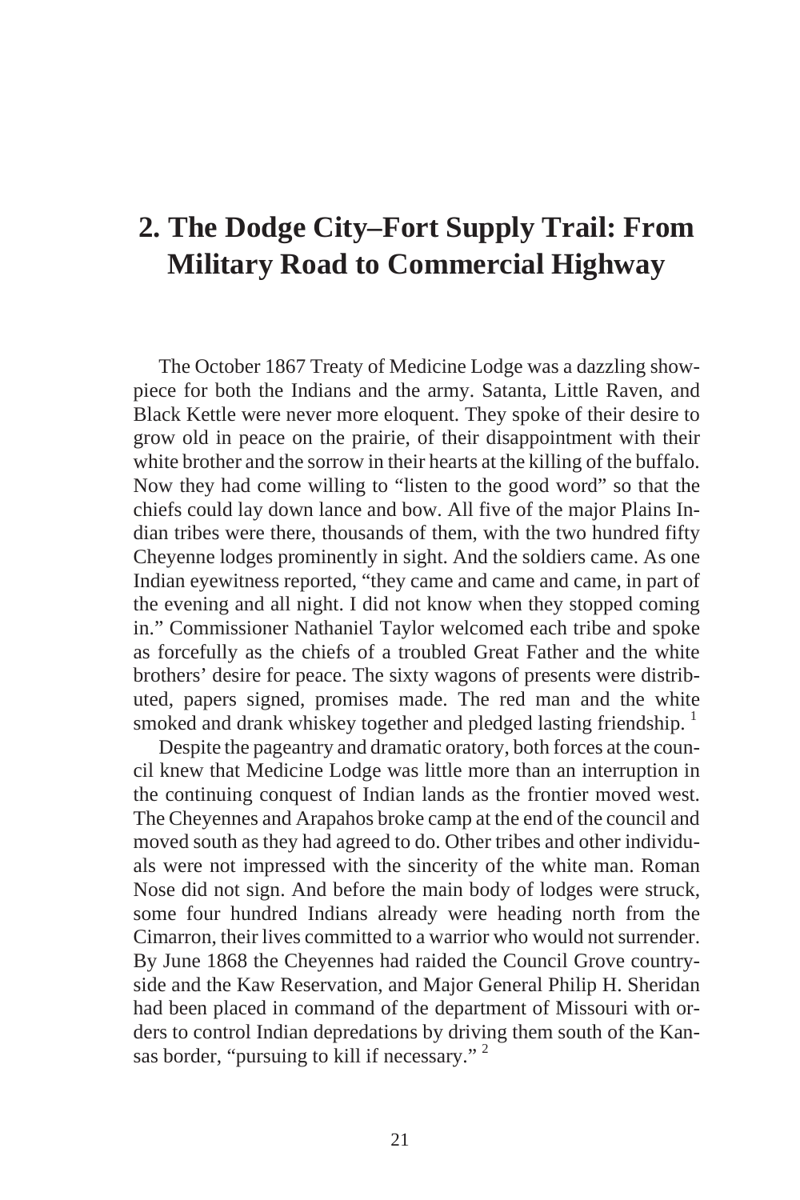# 2. The Dodge City–Fort Supply Trail: From Military Road to Commercial Highway

The October 1867 Treaty of Medicine Lodge was a dazzling showpiece for both the Indians and the army. Satanta, Little Raven, and Black Kettle were never more eloquent. They spoke of their desire to grow old in peace on the prairie, of their disappointment with their white brother and the sorrow in their hearts at the killing of the buffalo. Now they had come willing to "listen to the good word" so that the chiefs could lay down lance and bow. All five of the major Plains Indian tribes were there, thousands of them, with the two hundred fifty Cheyenne lodges prominently in sight. And the soldiers came. As one Indian eyewitness reported, "they came and came and came, in part of the evening and all night. I did not know when they stopped coming in." Commissioner Nathaniel Taylor welcomed each tribe and spoke as forcefully as the chiefs of a troubled Great Father and the white brothers' desire for peace. The sixty wagons of presents were distributed, papers signed, promises made. The red man and the white smoked and drank whiskey together and pledged lasting friendship. [1]

Despite the pageantry and dramatic oratory, both forces at the council knew that Medicine Lodge was little more than an interruption in the continuing conquest of Indian lands as the frontier moved west. The Cheyennes and Arapahos broke camp at the end of the council and moved south as they had agreed to do. Other tribes and other individuals were not impressed with the sincerity of the white man. Roman Nose did not sign. And before the main body of lodges were struck, some four hundred Indians already were heading north from the Cimarron, their lives committed to a warrior who would not surrender. By June 1868 the Cheyennes had raided the Council Grove countryside and the Kaw Reservation, and Major General Philip H. Sheridan had been placed in command of the department of Missouri with orders to control Indian depredations by driving them south of the Kansas border, "pursuing to kill if necessary." [2]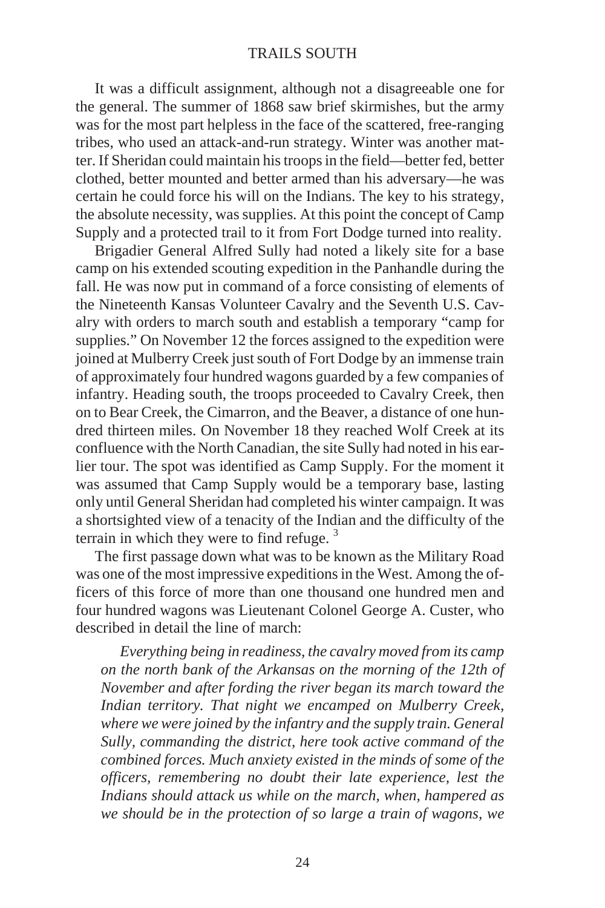It was a difficult assignment, although not a disagreeable one for the general. The summer of 1868 saw brief skirmishes, but the army was for the most part helpless in the face of the scattered, free-ranging tribes, who used an attack-and-run strategy. Winter was another matter. If Sheridan could maintain his troops in the field—better fed, better clothed, better mounted and better armed than his adversary—he was certain he could force his will on the Indians. The key to his strategy, the absolute necessity, was supplies. At this point the concept of Camp Supply and a protected trail to it from Fort Dodge turned into reality.

Brigadier General Alfred Sully had noted a likely site for a base camp on his extended scouting expedition in the Panhandle during the fall. He was now put in command of a force consisting of elements of the Nineteenth Kansas Volunteer Cavalry and the Seventh U.S. Cavalry with orders to march south and establish a temporary "camp for supplies." On November 12 the forces assigned to the expedition were joined at Mulberry Creek just south of Fort Dodge by an immense train of approximately four hundred wagons guarded by a few companies of infantry. Heading south, the troops proceeded to Cavalry Creek, then on to Bear Creek, the Cimarron, and the Beaver, a distance of one hundred thirteen miles. On November 18 they reached Wolf Creek at its confluence with the North Canadian, the site Sully had noted in his earlier tour. The spot was identified as Camp Supply. For the moment it was assumed that Camp Supply would be a temporary base, lasting only until General Sheridan had completed his winter campaign. It was a shortsighted view of a tenacity of the Indian and the difficulty of the terrain in which they were to find refuge. [3]

The first passage down what was to be known as the Military Road was one of the most impressive expeditions in the West. Among the officers of this force of more than one thousand one hundred men and four hundred wagons was Lieutenant Colonel George A. Custer, who described in detail the line of march:

*Everything being in readiness, the cavalry moved from its camp on the north bank of the Arkansas on the morning of the 12th of November and after fording the river began its march toward the Indian territory. That night we encamped on Mulberry Creek, where we were joined by the infantry and the supply train. General Sully, commanding the district, here took active command of the combined forces. Much anxiety existed in the minds of some of the officers, remembering no doubt their late experience, lest the Indians should attack us while on the march, when, hampered as we should be in the protection of so large a train of wagons, we*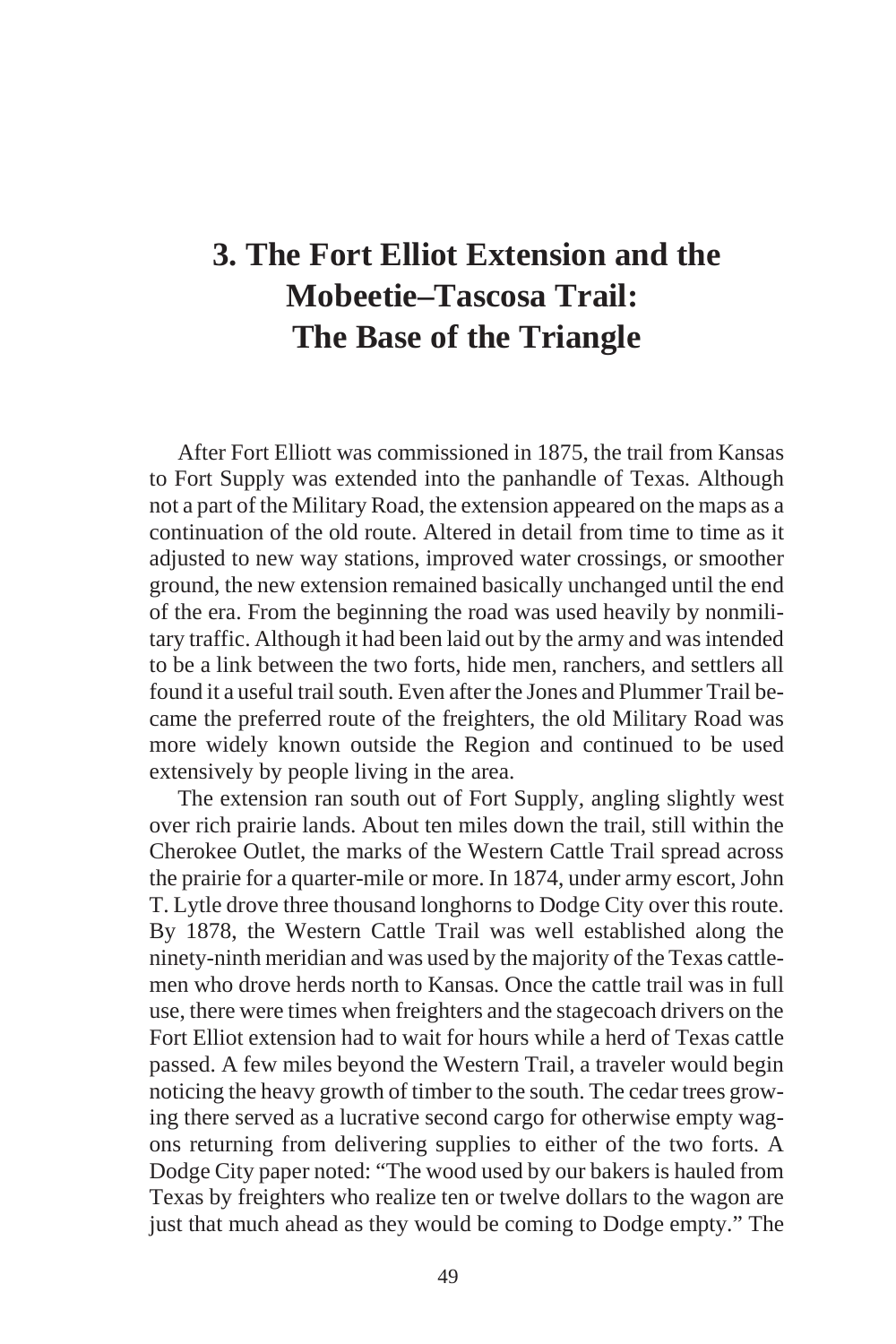# 3. The Fort Elliot Extension and the Mobeetie–Tascosa Trail: The Base of the Triangle

After Fort Elliott was commissioned in 1875, the trail from Kansas to Fort Supply was extended into the panhandle of Texas. Although not a part of the Military Road, the extension appeared on the maps as a continuation of the old route. Altered in detail from time to time as it adjusted to new way stations, improved water crossings, or smoother ground, the new extension remained basically unchanged until the end of the era. From the beginning the road was used heavily by nonmilitary traffic. Although it had been laid out by the army and was intended to be a link between the two forts, hide men, ranchers, and settlers all found it a useful trail south. Even after the Jones and Plummer Trail became the preferred route of the freighters, the old Military Road was more widely known outside the Region and continued to be used extensively by people living in the area.

The extension ran south out of Fort Supply, angling slightly west over rich prairie lands. About ten miles down the trail, still within the Cherokee Outlet, the marks of the Western Cattle Trail spread across the prairie for a quarter-mile or more. In 1874, under army escort, John T. Lytle drove three thousand longhorns to Dodge City over this route. By 1878, the Western Cattle Trail was well established along the ninety-ninth meridian and was used by the majority of the Texas cattlemen who drove herds north to Kansas. Once the cattle trail was in full use, there were times when freighters and the stagecoach drivers on the Fort Elliot extension had to wait for hours while a herd of Texas cattle passed. A few miles beyond the Western Trail, a traveler would begin noticing the heavy growth of timber to the south. The cedar trees growing there served as a lucrative second cargo for otherwise empty wagons returning from delivering supplies to either of the two forts. A Dodge City paper noted: "The wood used by our bakers is hauled from Texas by freighters who realize ten or twelve dollars to the wagon are just that much ahead as they would be coming to Dodge empty." The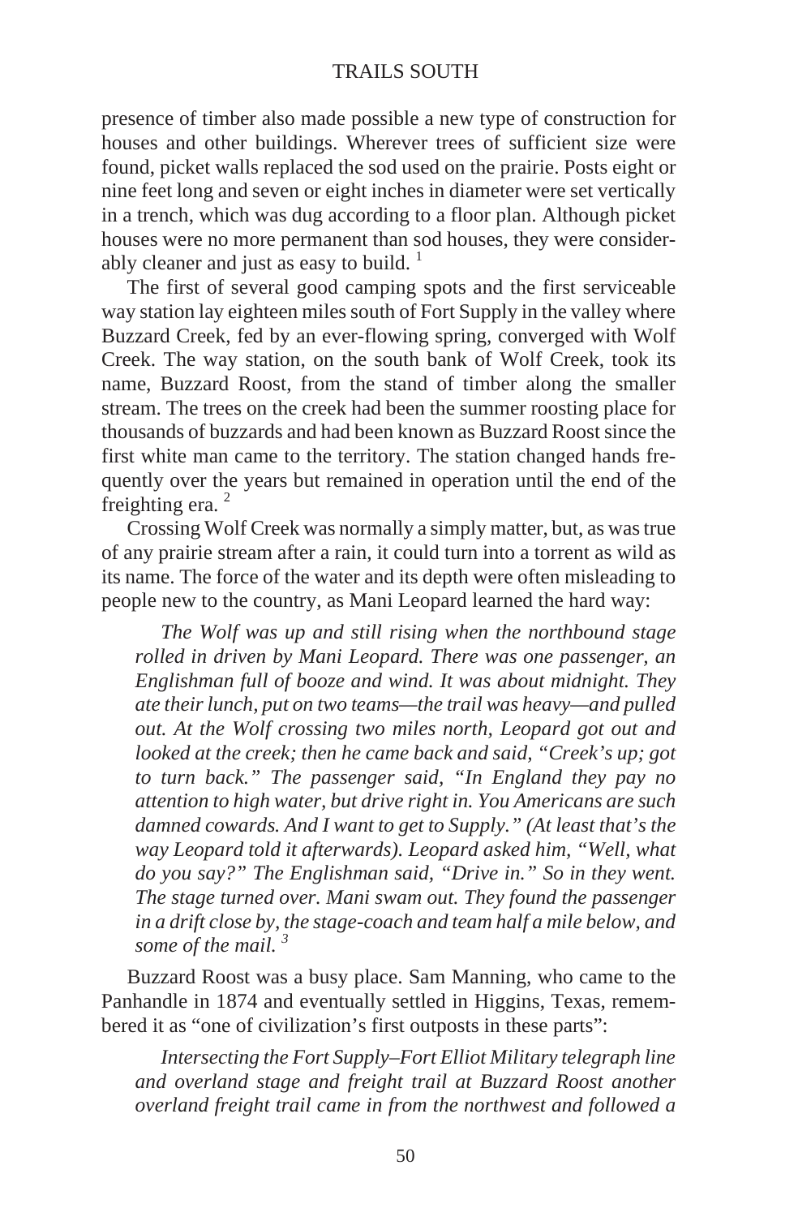presence of timber also made possible a new type of construction for houses and other buildings. Wherever trees of sufficient size were found, picket walls replaced the sod used on the prairie. Posts eight or nine feet long and seven or eight inches in diameter were set vertically in a trench, which was dug according to a floor plan. Although picket houses were no more permanent than sod houses, they were considerably cleaner and just as easy to build. [1]

The first of several good camping spots and the first serviceable way station lay eighteen miles south of Fort Supply in the valley where Buzzard Creek, fed by an ever-flowing spring, converged with Wolf Creek. The way station, on the south bank of Wolf Creek, took its name, Buzzard Roost, from the stand of timber along the smaller stream. The trees on the creek had been the summer roosting place for thousands of buzzards and had been known as Buzzard Roost since the first white man came to the territory. The station changed hands frequently over the years but remained in operation until the end of the freighting era. [2]

Crossing Wolf Creek was normally a simply matter, but, as was true of any prairie stream after a rain, it could turn into a torrent as wild as its name. The force of the water and its depth were often misleading to people new to the country, as Mani Leopard learned the hard way:

> *The Wolf was up and still rising when the northbound stage rolled in driven by Mani Leopard. There was one passenger, an Englishman full of booze and wind. It was about midnight. They ate their lunch, put on two teams—the trail was heavy—and pulled out. At the Wolf crossing two miles north, Leopard got out and looked at the creek; then he came back and said, "Creek's up; got to turn back." The passenger said, "In England they pay no attention to high water, but drive right in. You Americans are such damned cowards. And I want to get to Supply." (At least that's the way Leopard told it afterwards). Leopard asked him, "Well, what do you say?" The Englishman said, "Drive in." So in they went. The stage turned over. Mani swam out. They found the passenger in a drift close by, the stage-coach and team half a mile below, and some of the mail.* [3]

Buzzard Roost was a busy place. Sam Manning, who came to the Panhandle in 1874 and eventually settled in Higgins, Texas, remembered it as "one of civilization's first outposts in these parts":

> *Intersecting the Fort Supply–Fort Elliot Military telegraph line and overland stage and freight trail at Buzzard Roost another overland freight trail came in from the northwest and followed a*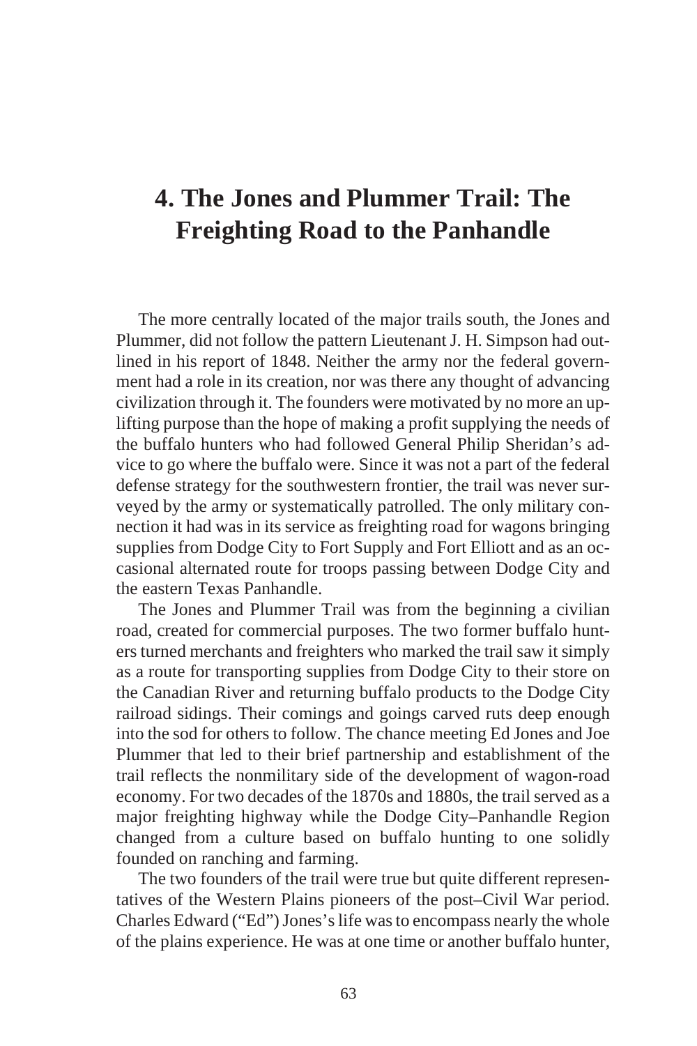# 4. The Jones and Plummer Trail: The Freighting Road to the Panhandle

The more centrally located of the major trails south, the Jones and Plummer, did not follow the pattern Lieutenant J. H. Simpson had outlined in his report of 1848. Neither the army nor the federal government had a role in its creation, nor was there any thought of advancing civilization through it. The founders were motivated by no more an uplifting purpose than the hope of making a profit supplying the needs of the buffalo hunters who had followed General Philip Sheridan's advice to go where the buffalo were. Since it was not a part of the federal defense strategy for the southwestern frontier, the trail was never surveyed by the army or systematically patrolled. The only military connection it had was in its service as freighting road for wagons bringing supplies from Dodge City to Fort Supply and Fort Elliott and as an occasional alternated route for troops passing between Dodge City and the eastern Texas Panhandle.

The Jones and Plummer Trail was from the beginning a civilian road, created for commercial purposes. The two former buffalo hunters turned merchants and freighters who marked the trail saw it simply as a route for transporting supplies from Dodge City to their store on the Canadian River and returning buffalo products to the Dodge City railroad sidings. Their comings and goings carved ruts deep enough into the sod for others to follow. The chance meeting Ed Jones and Joe Plummer that led to their brief partnership and establishment of the trail reflects the nonmilitary side of the development of wagon-road economy. For two decades of the 1870s and 1880s, the trail served as a major freighting highway while the Dodge City–Panhandle Region changed from a culture based on buffalo hunting to one solidly founded on ranching and farming.

The two founders of the trail were true but quite different representatives of the Western Plains pioneers of the post–Civil War period. Charles Edward ("Ed") Jones's life was to encompass nearly the whole of the plains experience. He was at one time or another buffalo hunter,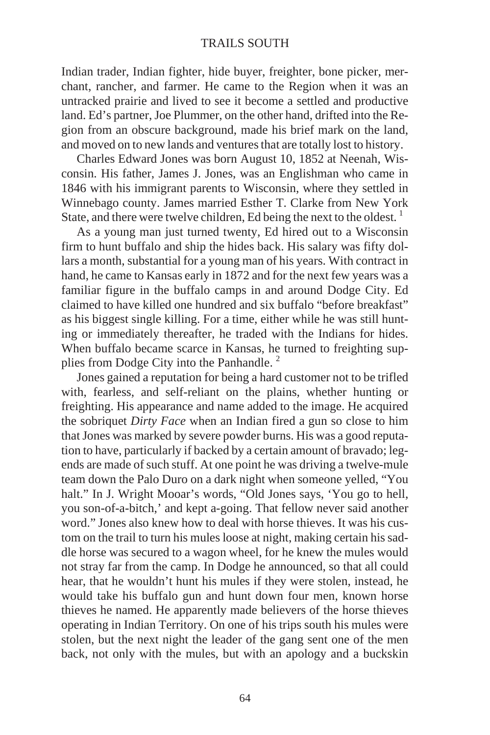Indian trader, Indian fighter, hide buyer, freighter, bone picker, merchant, rancher, and farmer. He came to the Region when it was an untracked prairie and lived to see it become a settled and productive land. Ed's partner, Joe Plummer, on the other hand, drifted into the Region from an obscure background, made his brief mark on the land, and moved on to new lands and ventures that are totally lost to history.

Charles Edward Jones was born August 10, 1852 at Neenah, Wisconsin. His father, James J. Jones, was an Englishman who came in 1846 with his immigrant parents to Wisconsin, where they settled in Winnebago county. James married Esther T. Clarke from New York State, and there were twelve children, Ed being the next to the oldest. [1]

As a young man just turned twenty, Ed hired out to a Wisconsin firm to hunt buffalo and ship the hides back. His salary was fifty dollars a month, substantial for a young man of his years. With contract in hand, he came to Kansas early in 1872 and for the next few years was a familiar figure in the buffalo camps in and around Dodge City. Ed claimed to have killed one hundred and six buffalo "before breakfast" as his biggest single killing. For a time, either while he was still hunting or immediately thereafter, he traded with the Indians for hides. When buffalo became scarce in Kansas, he turned to freighting supplies from Dodge City into the Panhandle. [2]

Jones gained a reputation for being a hard customer not to be trifled with, fearless, and self-reliant on the plains, whether hunting or freighting. His appearance and name added to the image. He acquired the sobriquet *Dirty Face* when an Indian fired a gun so close to him that Jones was marked by severe powder burns. His was a good reputation to have, particularly if backed by a certain amount of bravado; legends are made of such stuff. At one point he was driving a twelve-mule team down the Palo Duro on a dark night when someone yelled, "You halt." In J. Wright Mooar's words, "Old Jones says, 'You go to hell, you son-of-a-bitch,' and kept a-going. That fellow never said another word." Jones also knew how to deal with horse thieves. It was his custom on the trail to turn his mules loose at night, making certain his saddle horse was secured to a wagon wheel, for he knew the mules would not stray far from the camp. In Dodge he announced, so that all could hear, that he wouldn't hunt his mules if they were stolen, instead, he would take his buffalo gun and hunt down four men, known horse thieves he named. He apparently made believers of the horse thieves operating in Indian Territory. On one of his trips south his mules were stolen, but the next night the leader of the gang sent one of the men back, not only with the mules, but with an apology and a buckskin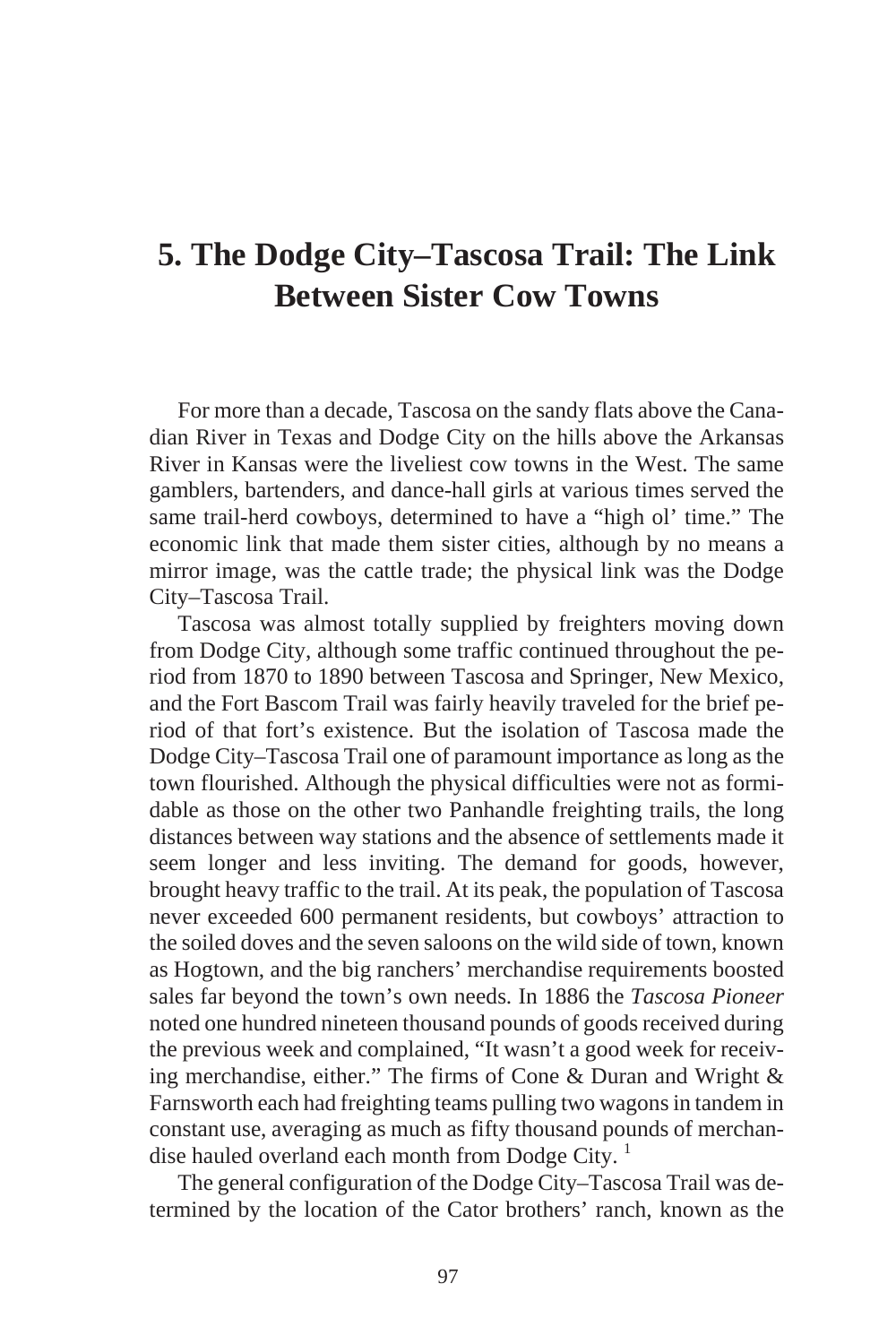# 5. The Dodge City–Tascosa Trail: The Link Between Sister Cow Towns

For more than a decade, Tascosa on the sandy flats above the Canadian River in Texas and Dodge City on the hills above the Arkansas River in Kansas were the liveliest cow towns in the West. The same gamblers, bartenders, and dance-hall girls at various times served the same trail-herd cowboys, determined to have a "high ol' time." The economic link that made them sister cities, although by no means a mirror image, was the cattle trade; the physical link was the Dodge City–Tascosa Trail.

Tascosa was almost totally supplied by freighters moving down from Dodge City, although some traffic continued throughout the period from 1870 to 1890 between Tascosa and Springer, New Mexico, and the Fort Bascom Trail was fairly heavily traveled for the brief period of that fort's existence. But the isolation of Tascosa made the Dodge City–Tascosa Trail one of paramount importance as long as the town flourished. Although the physical difficulties were not as formidable as those on the other two Panhandle freighting trails, the long distances between way stations and the absence of settlements made it seem longer and less inviting. The demand for goods, however, brought heavy traffic to the trail. At its peak, the population of Tascosa never exceeded 600 permanent residents, but cowboys' attraction to the soiled doves and the seven saloons on the wild side of town, known as Hogtown, and the big ranchers' merchandise requirements boosted sales far beyond the town's own needs. In 1886 the *Tascosa Pioneer* noted one hundred nineteen thousand pounds of goods received during the previous week and complained, "It wasn't a good week for receiving merchandise, either." The firms of Cone & Duran and Wright & Farnsworth each had freighting teams pulling two wagons in tandem in constant use, averaging as much as fifty thousand pounds of merchandise hauled overland each month from Dodge City. [1]

The general configuration of the Dodge City–Tascosa Trail was determined by the location of the Cator brothers' ranch, known as the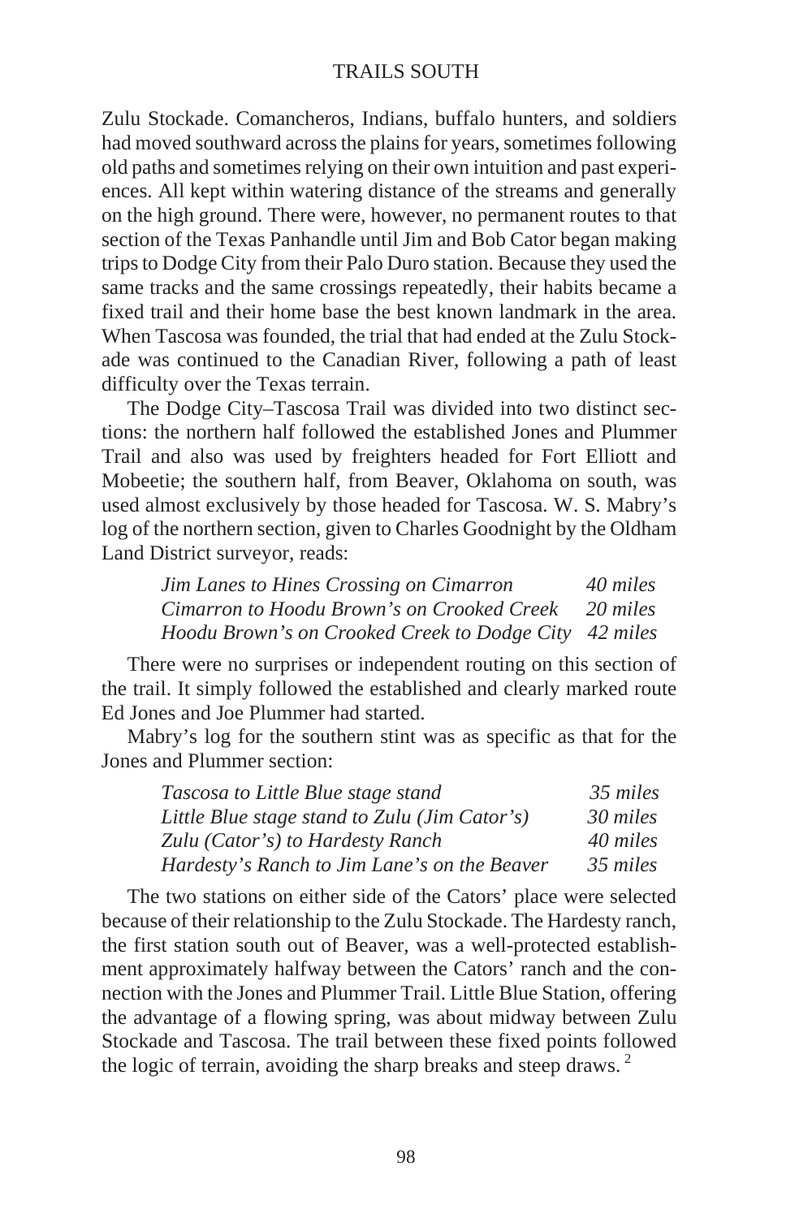Zulu Stockade. Comancheros, Indians, buffalo hunters, and soldiers had moved southward across the plains for years, sometimes following old paths and sometimes relying on their own intuition and past experiences. All kept within watering distance of the streams and generally on the high ground. There were, however, no permanent routes to that section of the Texas Panhandle until Jim and Bob Cator began making trips to Dodge City from their Palo Duro station. Because they used the same tracks and the same crossings repeatedly, their habits became a fixed trail and their home base the best known landmark in the area. When Tascosa was founded, the trial that had ended at the Zulu Stockade was continued to the Canadian River, following a path of least difficulty over the Texas terrain.

The Dodge City–Tascosa Trail was divided into two distinct sections: the northern half followed the established Jones and Plummer Trail and also was used by freighters headed for Fort Elliott and Mobeetie; the southern half, from Beaver, Oklahoma on south, was used almost exclusively by those headed for Tascosa. W. S. Mabry's log of the northern section, given to Charles Goodnight by the Oldham Land District surveyor, reads:

| | |
|---|---|
| *Jim Lanes to Hines Crossing on Cimarron* | *40 miles* |
| *Cimarron to Hoodu Brown's on Crooked Creek* | *20 miles* |
| *Hoodu Brown's on Crooked Creek to Dodge City* | *42 miles* |

There were no surprises or independent routing on this section of the trail. It simply followed the established and clearly marked route Ed Jones and Joe Plummer had started.

Mabry's log for the southern stint was as specific as that for the Jones and Plummer section:

| | |
|---|---|
| *Tascosa to Little Blue stage stand* | *35 miles* |
| *Little Blue stage stand to Zulu (Jim Cator's)* | *30 miles* |
| *Zulu (Cator's) to Hardesty Ranch* | *40 miles* |
| *Hardesty's Ranch to Jim Lane's on the Beaver* | *35 miles* |

The two stations on either side of the Cators' place were selected because of their relationship to the Zulu Stockade. The Hardesty ranch, the first station south out of Beaver, was a well-protected establishment approximately halfway between the Cators' ranch and the connection with the Jones and Plummer Trail. Little Blue Station, offering the advantage of a flowing spring, was about midway between Zulu Stockade and Tascosa. The trail between these fixed points followed the logic of terrain, avoiding the sharp breaks and steep draws. [2]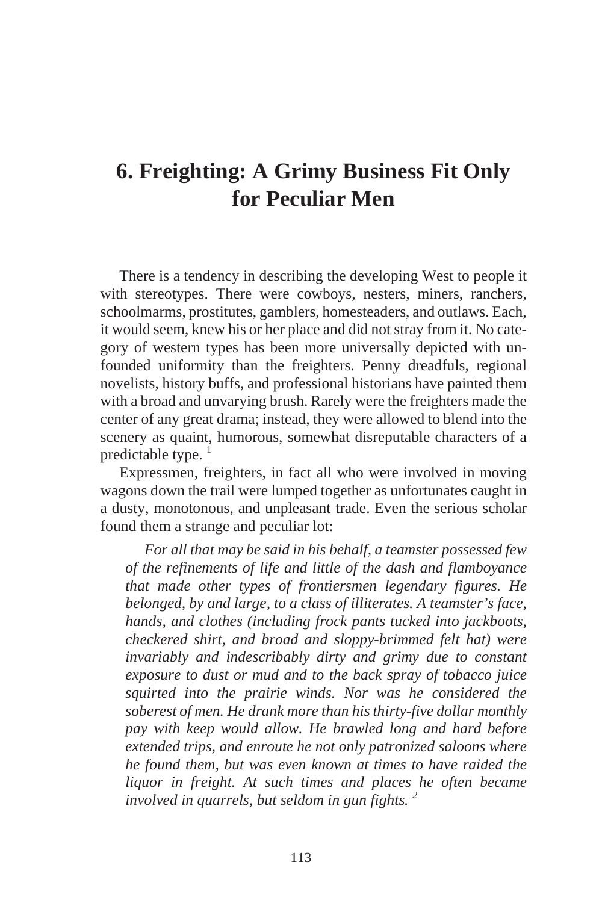# 6. Freighting: A Grimy Business Fit Only for Peculiar Men

There is a tendency in describing the developing West to people it with stereotypes. There were cowboys, nesters, miners, ranchers, schoolmarms, prostitutes, gamblers, homesteaders, and outlaws. Each, it would seem, knew his or her place and did not stray from it. No category of western types has been more universally depicted with unfounded uniformity than the freighters. Penny dreadfuls, regional novelists, history buffs, and professional historians have painted them with a broad and unvarying brush. Rarely were the freighters made the center of any great drama; instead, they were allowed to blend into the scenery as quaint, humorous, somewhat disreputable characters of a predictable type. [1]

Expressmen, freighters, in fact all who were involved in moving wagons down the trail were lumped together as unfortunates caught in a dusty, monotonous, and unpleasant trade. Even the serious scholar found them a strange and peculiar lot:

> *For all that may be said in his behalf, a teamster possessed few of the refinements of life and little of the dash and flamboyance that made other types of frontiersmen legendary figures. He belonged, by and large, to a class of illiterates. A teamster's face, hands, and clothes (including frock pants tucked into jackboots, checkered shirt, and broad and sloppy-brimmed felt hat) were invariably and indescribably dirty and grimy due to constant exposure to dust or mud and to the back spray of tobacco juice squirted into the prairie winds. Nor was he considered the soberest of men. He drank more than his thirty-five dollar monthly pay with keep would allow. He brawled long and hard before extended trips, and enroute he not only patronized saloons where he found them, but was even known at times to have raided the liquor in freight. At such times and places he often became involved in quarrels, but seldom in gun fights.* [2]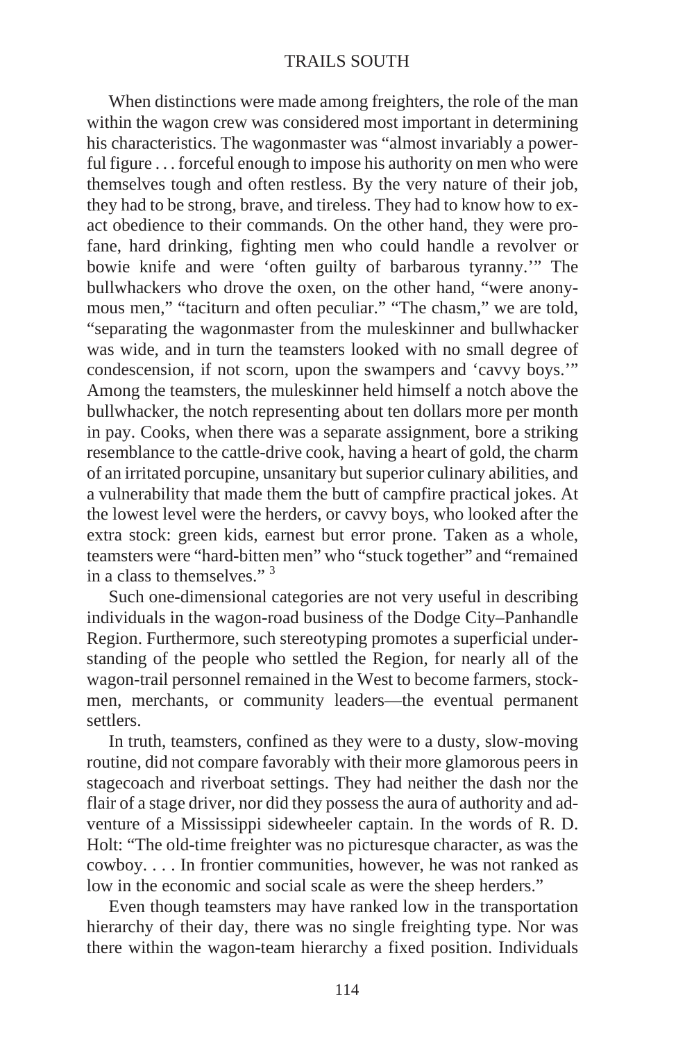When distinctions were made among freighters, the role of the man within the wagon crew was considered most important in determining his characteristics. The wagonmaster was "almost invariably a powerful figure . . . forceful enough to impose his authority on men who were themselves tough and often restless. By the very nature of their job, they had to be strong, brave, and tireless. They had to know how to exact obedience to their commands. On the other hand, they were profane, hard drinking, fighting men who could handle a revolver or bowie knife and were 'often guilty of barbarous tyranny.'" The bullwhackers who drove the oxen, on the other hand, "were anonymous men," "taciturn and often peculiar." "The chasm," we are told, "separating the wagonmaster from the muleskinner and bullwhacker was wide, and in turn the teamsters looked with no small degree of condescension, if not scorn, upon the swampers and 'cavvy boys.'" Among the teamsters, the muleskinner held himself a notch above the bullwhacker, the notch representing about ten dollars more per month in pay. Cooks, when there was a separate assignment, bore a striking resemblance to the cattle-drive cook, having a heart of gold, the charm of an irritated porcupine, unsanitary but superior culinary abilities, and a vulnerability that made them the butt of campfire practical jokes. At the lowest level were the herders, or cavvy boys, who looked after the extra stock: green kids, earnest but error prone. Taken as a whole, teamsters were "hard-bitten men" who "stuck together" and "remained in a class to themselves." [3]

Such one-dimensional categories are not very useful in describing individuals in the wagon-road business of the Dodge City–Panhandle Region. Furthermore, such stereotyping promotes a superficial understanding of the people who settled the Region, for nearly all of the wagon-trail personnel remained in the West to become farmers, stockmen, merchants, or community leaders—the eventual permanent settlers.

In truth, teamsters, confined as they were to a dusty, slow-moving routine, did not compare favorably with their more glamorous peers in stagecoach and riverboat settings. They had neither the dash nor the flair of a stage driver, nor did they possess the aura of authority and adventure of a Mississippi sidewheeler captain. In the words of R. D. Holt: "The old-time freighter was no picturesque character, as was the cowboy. . . . In frontier communities, however, he was not ranked as low in the economic and social scale as were the sheep herders."

Even though teamsters may have ranked low in the transportation hierarchy of their day, there was no single freighting type. Nor was there within the wagon-team hierarchy a fixed position. Individuals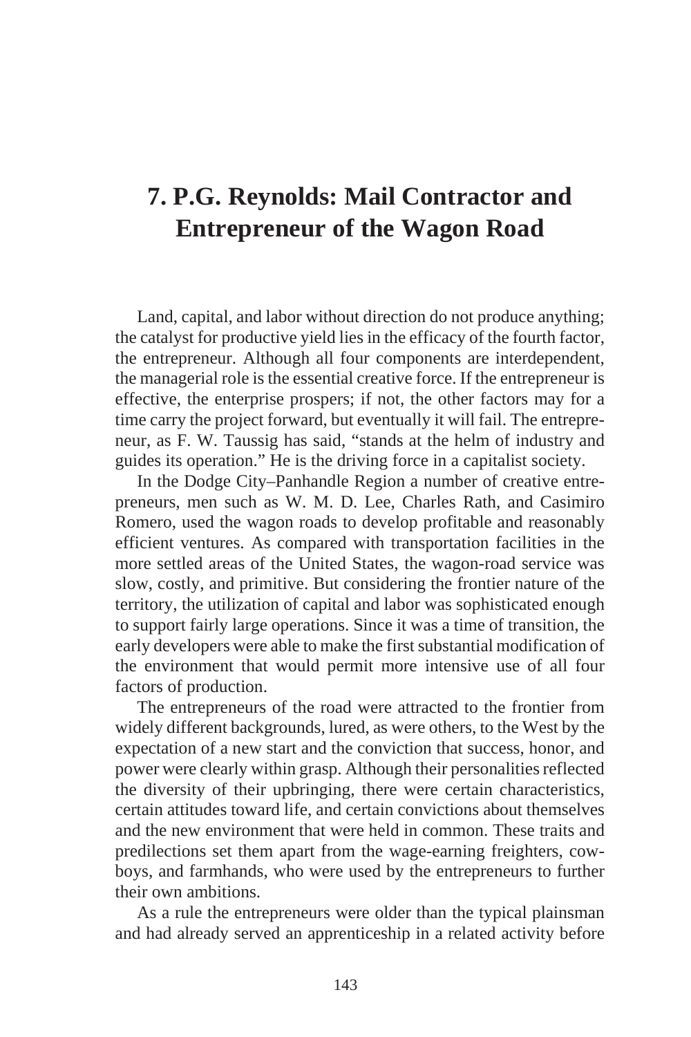# 7. P.G. Reynolds: Mail Contractor and Entrepreneur of the Wagon Road

Land, capital, and labor without direction do not produce anything; the catalyst for productive yield lies in the efficacy of the fourth factor, the entrepreneur. Although all four components are interdependent, the managerial role is the essential creative force. If the entrepreneur is effective, the enterprise prospers; if not, the other factors may for a time carry the project forward, but eventually it will fail. The entrepreneur, as F. W. Taussig has said, "stands at the helm of industry and guides its operation." He is the driving force in a capitalist society.

In the Dodge City–Panhandle Region a number of creative entrepreneurs, men such as W. M. D. Lee, Charles Rath, and Casimiro Romero, used the wagon roads to develop profitable and reasonably efficient ventures. As compared with transportation facilities in the more settled areas of the United States, the wagon-road service was slow, costly, and primitive. But considering the frontier nature of the territory, the utilization of capital and labor was sophisticated enough to support fairly large operations. Since it was a time of transition, the early developers were able to make the first substantial modification of the environment that would permit more intensive use of all four factors of production.

The entrepreneurs of the road were attracted to the frontier from widely different backgrounds, lured, as were others, to the West by the expectation of a new start and the conviction that success, honor, and power were clearly within grasp. Although their personalities reflected the diversity of their upbringing, there were certain characteristics, certain attitudes toward life, and certain convictions about themselves and the new environment that were held in common. These traits and predilections set them apart from the wage-earning freighters, cowboys, and farmhands, who were used by the entrepreneurs to further their own ambitions.

As a rule the entrepreneurs were older than the typical plainsman and had already served an apprenticeship in a related activity before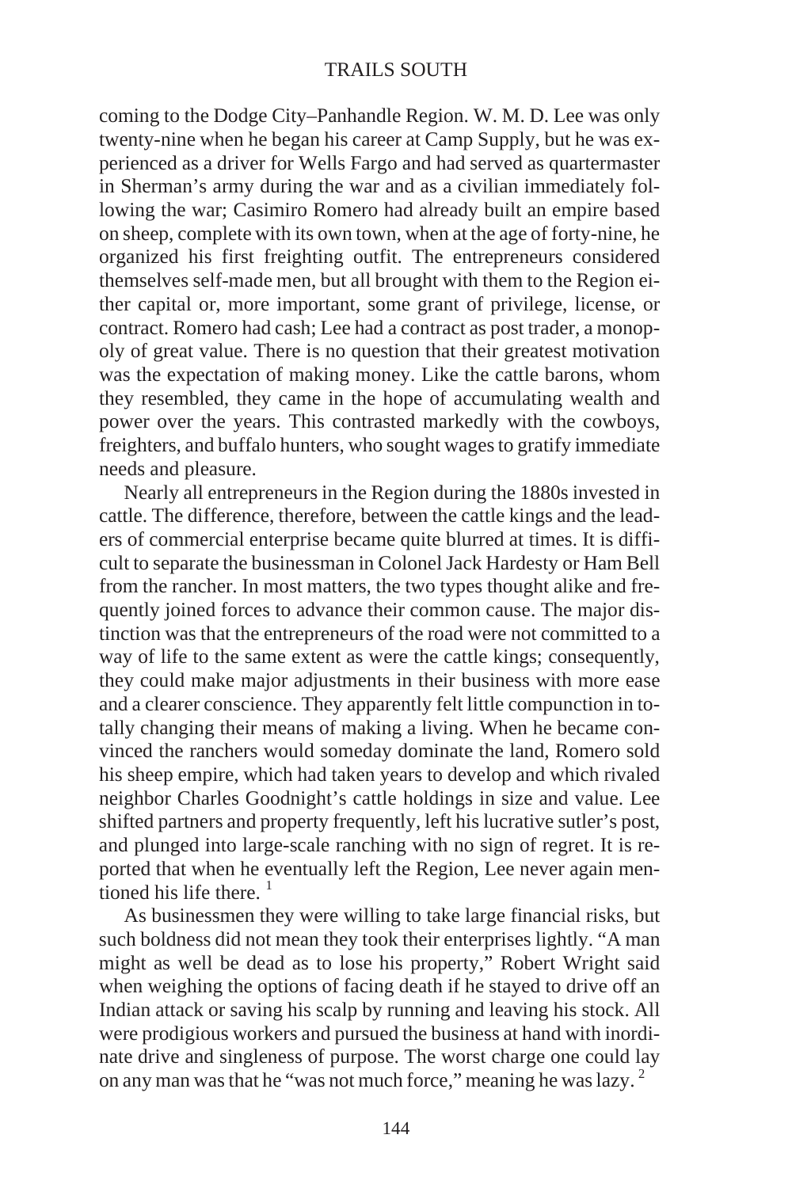coming to the Dodge City–Panhandle Region. W. M. D. Lee was only twenty-nine when he began his career at Camp Supply, but he was experienced as a driver for Wells Fargo and had served as quartermaster in Sherman's army during the war and as a civilian immediately following the war; Casimiro Romero had already built an empire based on sheep, complete with its own town, when at the age of forty-nine, he organized his first freighting outfit. The entrepreneurs considered themselves self-made men, but all brought with them to the Region either capital or, more important, some grant of privilege, license, or contract. Romero had cash; Lee had a contract as post trader, a monopoly of great value. There is no question that their greatest motivation was the expectation of making money. Like the cattle barons, whom they resembled, they came in the hope of accumulating wealth and power over the years. This contrasted markedly with the cowboys, freighters, and buffalo hunters, who sought wages to gratify immediate needs and pleasure.

Nearly all entrepreneurs in the Region during the 1880s invested in cattle. The difference, therefore, between the cattle kings and the leaders of commercial enterprise became quite blurred at times. It is difficult to separate the businessman in Colonel Jack Hardesty or Ham Bell from the rancher. In most matters, the two types thought alike and frequently joined forces to advance their common cause. The major distinction was that the entrepreneurs of the road were not committed to a way of life to the same extent as were the cattle kings; consequently, they could make major adjustments in their business with more ease and a clearer conscience. They apparently felt little compunction in totally changing their means of making a living. When he became convinced the ranchers would someday dominate the land, Romero sold his sheep empire, which had taken years to develop and which rivaled neighbor Charles Goodnight's cattle holdings in size and value. Lee shifted partners and property frequently, left his lucrative sutler's post, and plunged into large-scale ranching with no sign of regret. It is reported that when he eventually left the Region, Lee never again mentioned his life there. [1]

As businessmen they were willing to take large financial risks, but such boldness did not mean they took their enterprises lightly. "A man might as well be dead as to lose his property," Robert Wright said when weighing the options of facing death if he stayed to drive off an Indian attack or saving his scalp by running and leaving his stock. All were prodigious workers and pursued the business at hand with inordinate drive and singleness of purpose. The worst charge one could lay on any man was that he "was not much force," meaning he was lazy. [2]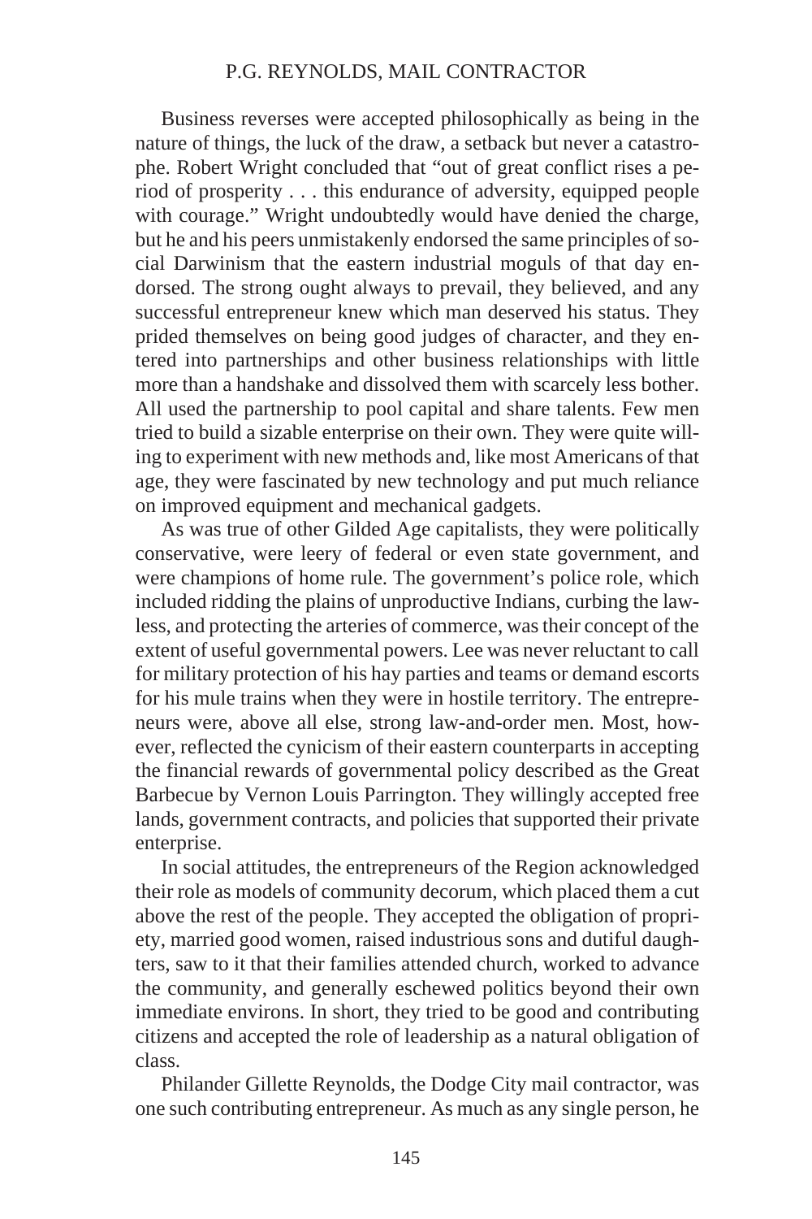Business reverses were accepted philosophically as being in the nature of things, the luck of the draw, a setback but never a catastrophe. Robert Wright concluded that "out of great conflict rises a period of prosperity . . . this endurance of adversity, equipped people with courage." Wright undoubtedly would have denied the charge, but he and his peers unmistakenly endorsed the same principles of social Darwinism that the eastern industrial moguls of that day endorsed. The strong ought always to prevail, they believed, and any successful entrepreneur knew which man deserved his status. They prided themselves on being good judges of character, and they entered into partnerships and other business relationships with little more than a handshake and dissolved them with scarcely less bother. All used the partnership to pool capital and share talents. Few men tried to build a sizable enterprise on their own. They were quite willing to experiment with new methods and, like most Americans of that age, they were fascinated by new technology and put much reliance on improved equipment and mechanical gadgets.

As was true of other Gilded Age capitalists, they were politically conservative, were leery of federal or even state government, and were champions of home rule. The government's police role, which included ridding the plains of unproductive Indians, curbing the lawless, and protecting the arteries of commerce, was their concept of the extent of useful governmental powers. Lee was never reluctant to call for military protection of his hay parties and teams or demand escorts for his mule trains when they were in hostile territory. The entrepreneurs were, above all else, strong law-and-order men. Most, however, reflected the cynicism of their eastern counterparts in accepting the financial rewards of governmental policy described as the Great Barbecue by Vernon Louis Parrington. They willingly accepted free lands, government contracts, and policies that supported their private enterprise.

In social attitudes, the entrepreneurs of the Region acknowledged their role as models of community decorum, which placed them a cut above the rest of the people. They accepted the obligation of propriety, married good women, raised industrious sons and dutiful daughters, saw to it that their families attended church, worked to advance the community, and generally eschewed politics beyond their own immediate environs. In short, they tried to be good and contributing citizens and accepted the role of leadership as a natural obligation of class.

Philander Gillette Reynolds, the Dodge City mail contractor, was one such contributing entrepreneur. As much as any single person, he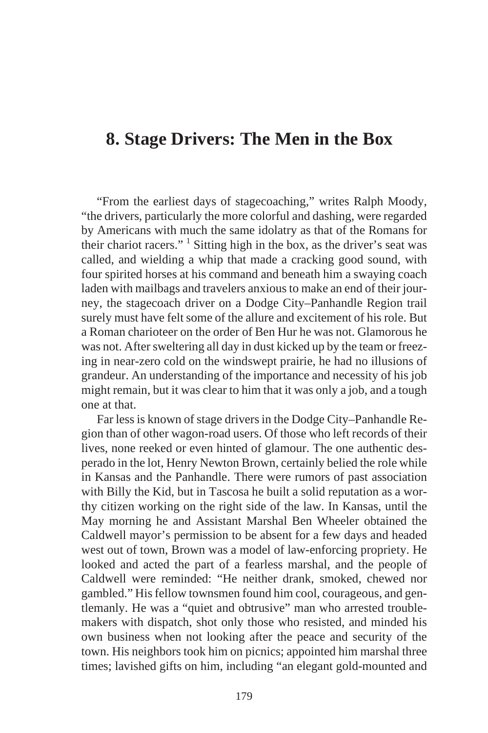# 8. Stage Drivers: The Men in the Box

"From the earliest days of stagecoaching," writes Ralph Moody, "the drivers, particularly the more colorful and dashing, were regarded by Americans with much the same idolatry as that of the Romans for their chariot racers." [1] Sitting high in the box, as the driver's seat was called, and wielding a whip that made a cracking good sound, with four spirited horses at his command and beneath him a swaying coach laden with mailbags and travelers anxious to make an end of their journey, the stagecoach driver on a Dodge City–Panhandle Region trail surely must have felt some of the allure and excitement of his role. But a Roman charioteer on the order of Ben Hur he was not. Glamorous he was not. After sweltering all day in dust kicked up by the team or freezing in near-zero cold on the windswept prairie, he had no illusions of grandeur. An understanding of the importance and necessity of his job might remain, but it was clear to him that it was only a job, and a tough one at that.

Far less is known of stage drivers in the Dodge City–Panhandle Region than of other wagon-road users. Of those who left records of their lives, none reeked or even hinted of glamour. The one authentic desperado in the lot, Henry Newton Brown, certainly belied the role while in Kansas and the Panhandle. There were rumors of past association with Billy the Kid, but in Tascosa he built a solid reputation as a worthy citizen working on the right side of the law. In Kansas, until the May morning he and Assistant Marshal Ben Wheeler obtained the Caldwell mayor's permission to be absent for a few days and headed west out of town, Brown was a model of law-enforcing propriety. He looked and acted the part of a fearless marshal, and the people of Caldwell were reminded: "He neither drank, smoked, chewed nor gambled." His fellow townsmen found him cool, courageous, and gentlemanly. He was a "quiet and obtrusive" man who arrested troublemakers with dispatch, shot only those who resisted, and minded his own business when not looking after the peace and security of the town. His neighbors took him on picnics; appointed him marshal three times; lavished gifts on him, including "an elegant gold-mounted and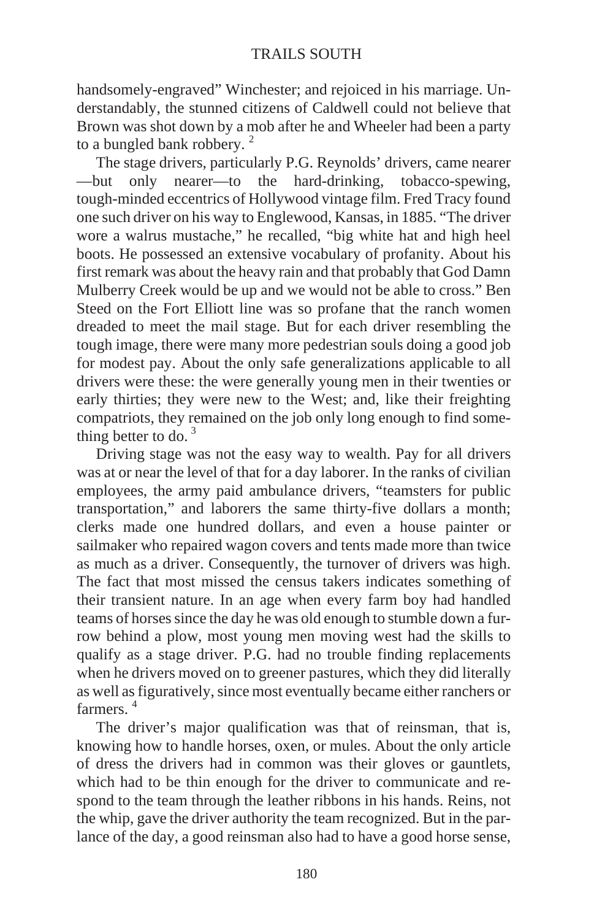handsomely-engraved" Winchester; and rejoiced in his marriage. Understandably, the stunned citizens of Caldwell could not believe that Brown was shot down by a mob after he and Wheeler had been a party to a bungled bank robbery. [2]

The stage drivers, particularly P.G. Reynolds' drivers, came nearer —but only nearer—to the hard-drinking, tobacco-spewing, tough-minded eccentrics of Hollywood vintage film. Fred Tracy found one such driver on his way to Englewood, Kansas, in 1885. "The driver wore a walrus mustache," he recalled, "big white hat and high heel boots. He possessed an extensive vocabulary of profanity. About his first remark was about the heavy rain and that probably that God Damn Mulberry Creek would be up and we would not be able to cross." Ben Steed on the Fort Elliott line was so profane that the ranch women dreaded to meet the mail stage. But for each driver resembling the tough image, there were many more pedestrian souls doing a good job for modest pay. About the only safe generalizations applicable to all drivers were these: the were generally young men in their twenties or early thirties; they were new to the West; and, like their freighting compatriots, they remained on the job only long enough to find something better to do. [3]

Driving stage was not the easy way to wealth. Pay for all drivers was at or near the level of that for a day laborer. In the ranks of civilian employees, the army paid ambulance drivers, "teamsters for public transportation," and laborers the same thirty-five dollars a month; clerks made one hundred dollars, and even a house painter or sailmaker who repaired wagon covers and tents made more than twice as much as a driver. Consequently, the turnover of drivers was high. The fact that most missed the census takers indicates something of their transient nature. In an age when every farm boy had handled teams of horses since the day he was old enough to stumble down a furrow behind a plow, most young men moving west had the skills to qualify as a stage driver. P.G. had no trouble finding replacements when he drivers moved on to greener pastures, which they did literally as well as figuratively, since most eventually became either ranchers or farmers. [4]

The driver's major qualification was that of reinsman, that is, knowing how to handle horses, oxen, or mules. About the only article of dress the drivers had in common was their gloves or gauntlets, which had to be thin enough for the driver to communicate and respond to the team through the leather ribbons in his hands. Reins, not the whip, gave the driver authority the team recognized. But in the parlance of the day, a good reinsman also had to have a good horse sense,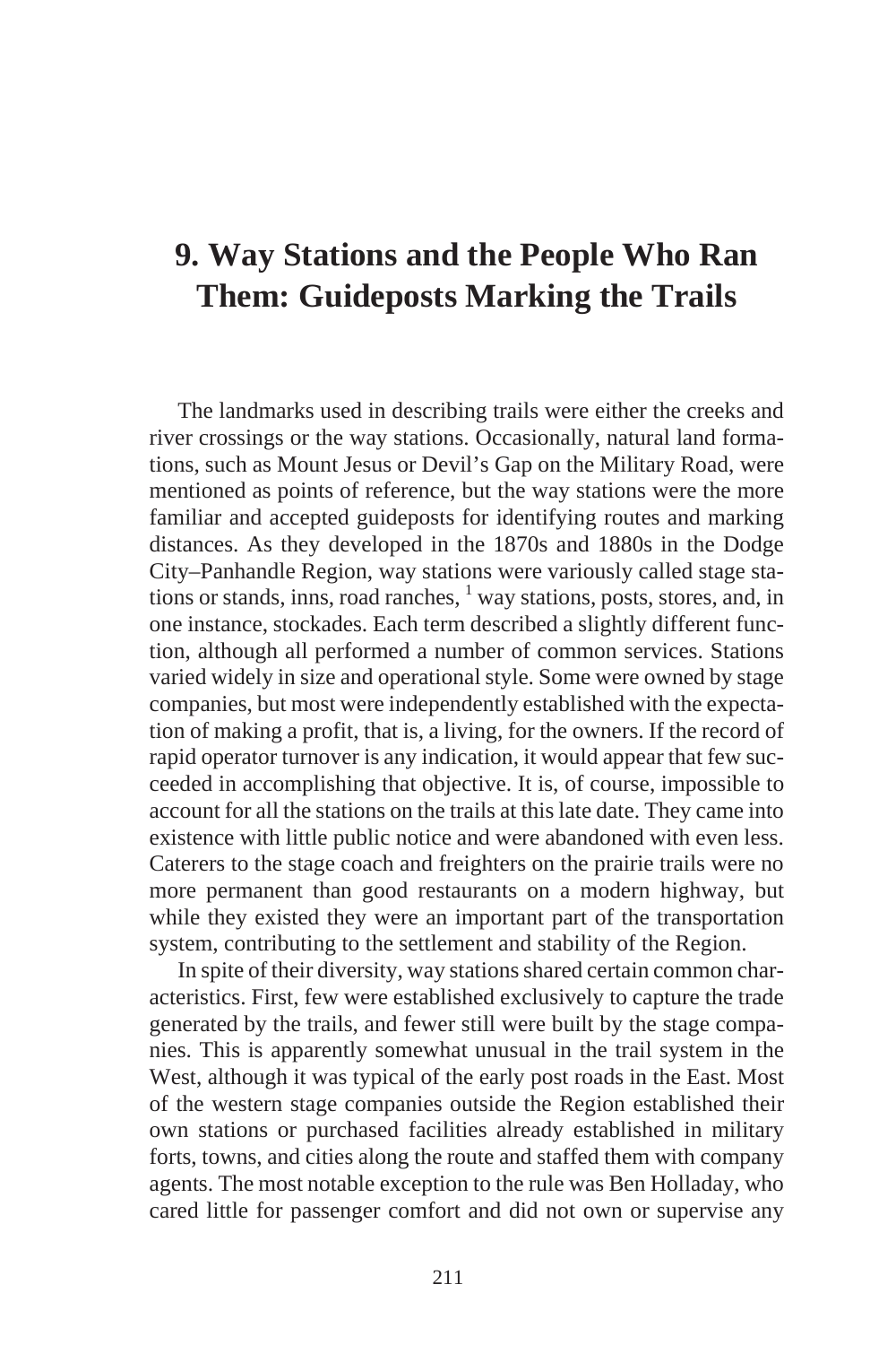# 9. Way Stations and the People Who Ran Them: Guideposts Marking the Trails

The landmarks used in describing trails were either the creeks and river crossings or the way stations. Occasionally, natural land formations, such as Mount Jesus or Devil's Gap on the Military Road, were mentioned as points of reference, but the way stations were the more familiar and accepted guideposts for identifying routes and marking distances. As they developed in the 1870s and 1880s in the Dodge City–Panhandle Region, way stations were variously called stage stations or stands, inns, road ranches, [1] way stations, posts, stores, and, in one instance, stockades. Each term described a slightly different function, although all performed a number of common services. Stations varied widely in size and operational style. Some were owned by stage companies, but most were independently established with the expectation of making a profit, that is, a living, for the owners. If the record of rapid operator turnover is any indication, it would appear that few succeeded in accomplishing that objective. It is, of course, impossible to account for all the stations on the trails at this late date. They came into existence with little public notice and were abandoned with even less. Caterers to the stage coach and freighters on the prairie trails were no more permanent than good restaurants on a modern highway, but while they existed they were an important part of the transportation system, contributing to the settlement and stability of the Region.

In spite of their diversity, way stations shared certain common characteristics. First, few were established exclusively to capture the trade generated by the trails, and fewer still were built by the stage companies. This is apparently somewhat unusual in the trail system in the West, although it was typical of the early post roads in the East. Most of the western stage companies outside the Region established their own stations or purchased facilities already established in military forts, towns, and cities along the route and staffed them with company agents. The most notable exception to the rule was Ben Holladay, who cared little for passenger comfort and did not own or supervise any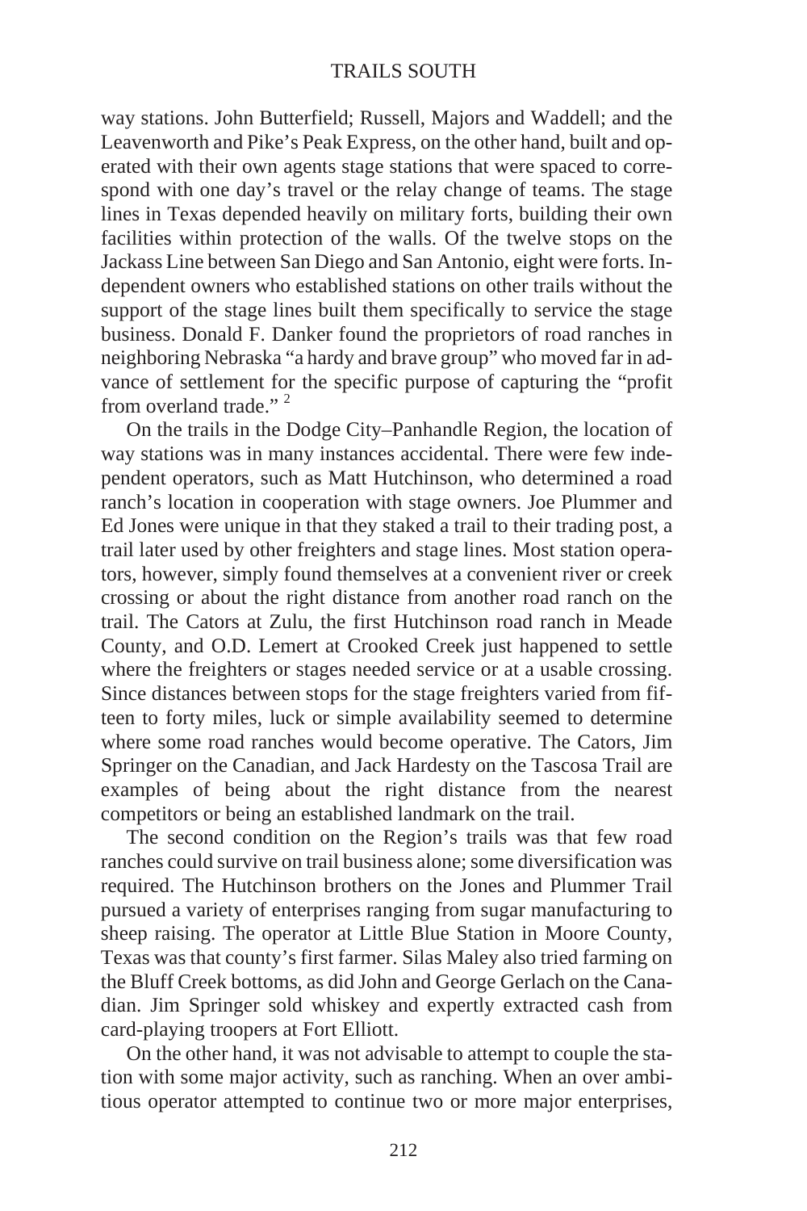way stations. John Butterfield; Russell, Majors and Waddell; and the Leavenworth and Pike's Peak Express, on the other hand, built and operated with their own agents stage stations that were spaced to correspond with one day's travel or the relay change of teams. The stage lines in Texas depended heavily on military forts, building their own facilities within protection of the walls. Of the twelve stops on the Jackass Line between San Diego and San Antonio, eight were forts. Independent owners who established stations on other trails without the support of the stage lines built them specifically to service the stage business. Donald F. Danker found the proprietors of road ranches in neighboring Nebraska "a hardy and brave group" who moved far in advance of settlement for the specific purpose of capturing the "profit from overland trade." [2]

On the trails in the Dodge City–Panhandle Region, the location of way stations was in many instances accidental. There were few independent operators, such as Matt Hutchinson, who determined a road ranch's location in cooperation with stage owners. Joe Plummer and Ed Jones were unique in that they staked a trail to their trading post, a trail later used by other freighters and stage lines. Most station operators, however, simply found themselves at a convenient river or creek crossing or about the right distance from another road ranch on the trail. The Cators at Zulu, the first Hutchinson road ranch in Meade County, and O.D. Lemert at Crooked Creek just happened to settle where the freighters or stages needed service or at a usable crossing. Since distances between stops for the stage freighters varied from fifteen to forty miles, luck or simple availability seemed to determine where some road ranches would become operative. The Cators, Jim Springer on the Canadian, and Jack Hardesty on the Tascosa Trail are examples of being about the right distance from the nearest competitors or being an established landmark on the trail.

The second condition on the Region's trails was that few road ranches could survive on trail business alone; some diversification was required. The Hutchinson brothers on the Jones and Plummer Trail pursued a variety of enterprises ranging from sugar manufacturing to sheep raising. The operator at Little Blue Station in Moore County, Texas was that county's first farmer. Silas Maley also tried farming on the Bluff Creek bottoms, as did John and George Gerlach on the Canadian. Jim Springer sold whiskey and expertly extracted cash from card-playing troopers at Fort Elliott.

On the other hand, it was not advisable to attempt to couple the station with some major activity, such as ranching. When an over ambitious operator attempted to continue two or more major enterprises,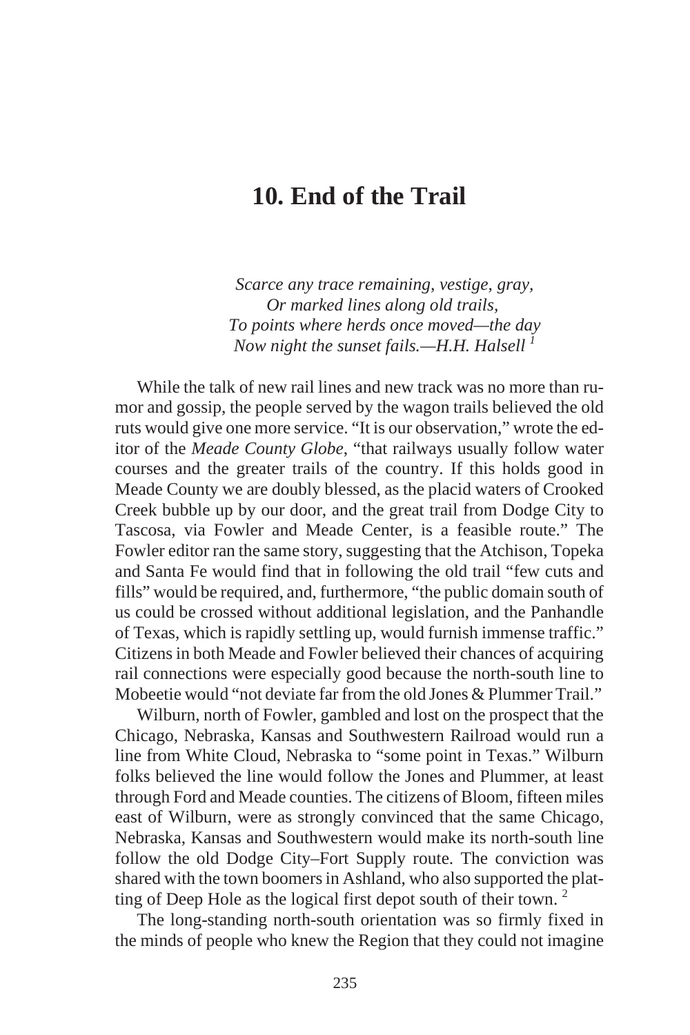# 10. End of the Trail

*Scarce any trace remaining, vestige, gray,*
*Or marked lines along old trails,*
*To points where herds once moved—the day*
*Now night the sunset fails.—H.H. Halsell* [1]

While the talk of new rail lines and new track was no more than rumor and gossip, the people served by the wagon trails believed the old ruts would give one more service. "It is our observation," wrote the editor of the *Meade County Globe*, "that railways usually follow water courses and the greater trails of the country. If this holds good in Meade County we are doubly blessed, as the placid waters of Crooked Creek bubble up by our door, and the great trail from Dodge City to Tascosa, via Fowler and Meade Center, is a feasible route." The Fowler editor ran the same story, suggesting that the Atchison, Topeka and Santa Fe would find that in following the old trail "few cuts and fills" would be required, and, furthermore, "the public domain south of us could be crossed without additional legislation, and the Panhandle of Texas, which is rapidly settling up, would furnish immense traffic." Citizens in both Meade and Fowler believed their chances of acquiring rail connections were especially good because the north-south line to Mobeetie would "not deviate far from the old Jones & Plummer Trail."

Wilburn, north of Fowler, gambled and lost on the prospect that the Chicago, Nebraska, Kansas and Southwestern Railroad would run a line from White Cloud, Nebraska to "some point in Texas." Wilburn folks believed the line would follow the Jones and Plummer, at least through Ford and Meade counties. The citizens of Bloom, fifteen miles east of Wilburn, were as strongly convinced that the same Chicago, Nebraska, Kansas and Southwestern would make its north-south line follow the old Dodge City–Fort Supply route. The conviction was shared with the town boomers in Ashland, who also supported the platting of Deep Hole as the logical first depot south of their town. [2]

The long-standing north-south orientation was so firmly fixed in the minds of people who knew the Region that they could not imagine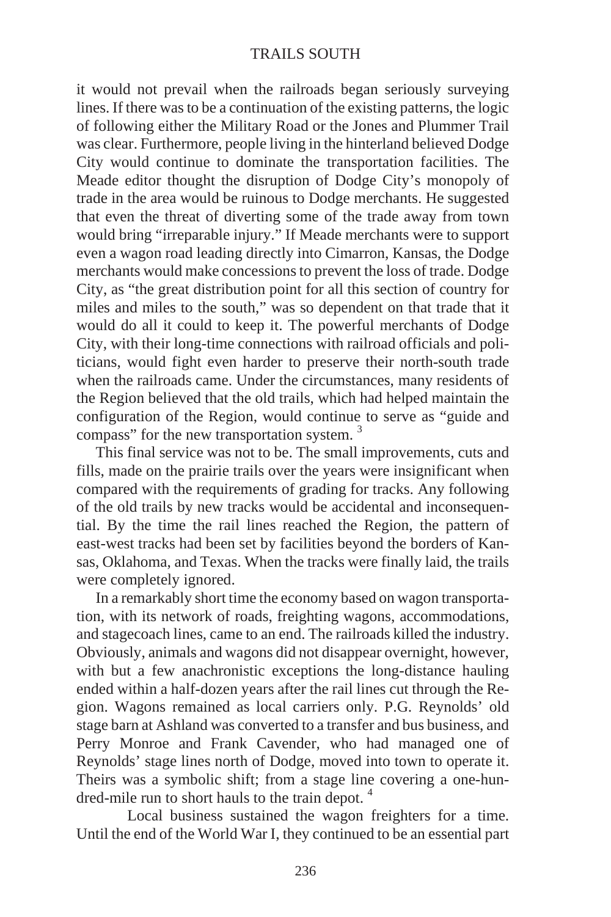it would not prevail when the railroads began seriously surveying lines. If there was to be a continuation of the existing patterns, the logic of following either the Military Road or the Jones and Plummer Trail was clear. Furthermore, people living in the hinterland believed Dodge City would continue to dominate the transportation facilities. The Meade editor thought the disruption of Dodge City's monopoly of trade in the area would be ruinous to Dodge merchants. He suggested that even the threat of diverting some of the trade away from town would bring "irreparable injury." If Meade merchants were to support even a wagon road leading directly into Cimarron, Kansas, the Dodge merchants would make concessions to prevent the loss of trade. Dodge City, as "the great distribution point for all this section of country for miles and miles to the south," was so dependent on that trade that it would do all it could to keep it. The powerful merchants of Dodge City, with their long-time connections with railroad officials and politicians, would fight even harder to preserve their north-south trade when the railroads came. Under the circumstances, many residents of the Region believed that the old trails, which had helped maintain the configuration of the Region, would continue to serve as "guide and compass" for the new transportation system. [3]

This final service was not to be. The small improvements, cuts and fills, made on the prairie trails over the years were insignificant when compared with the requirements of grading for tracks. Any following of the old trails by new tracks would be accidental and inconsequential. By the time the rail lines reached the Region, the pattern of east-west tracks had been set by facilities beyond the borders of Kansas, Oklahoma, and Texas. When the tracks were finally laid, the trails were completely ignored.

In a remarkably short time the economy based on wagon transportation, with its network of roads, freighting wagons, accommodations, and stagecoach lines, came to an end. The railroads killed the industry. Obviously, animals and wagons did not disappear overnight, however, with but a few anachronistic exceptions the long-distance hauling ended within a half-dozen years after the rail lines cut through the Region. Wagons remained as local carriers only. P.G. Reynolds' old stage barn at Ashland was converted to a transfer and bus business, and Perry Monroe and Frank Cavender, who had managed one of Reynolds' stage lines north of Dodge, moved into town to operate it. Theirs was a symbolic shift; from a stage line covering a one-hundred-mile run to short hauls to the train depot. [4]

Local business sustained the wagon freighters for a time. Until the end of the World War I, they continued to be an essential part